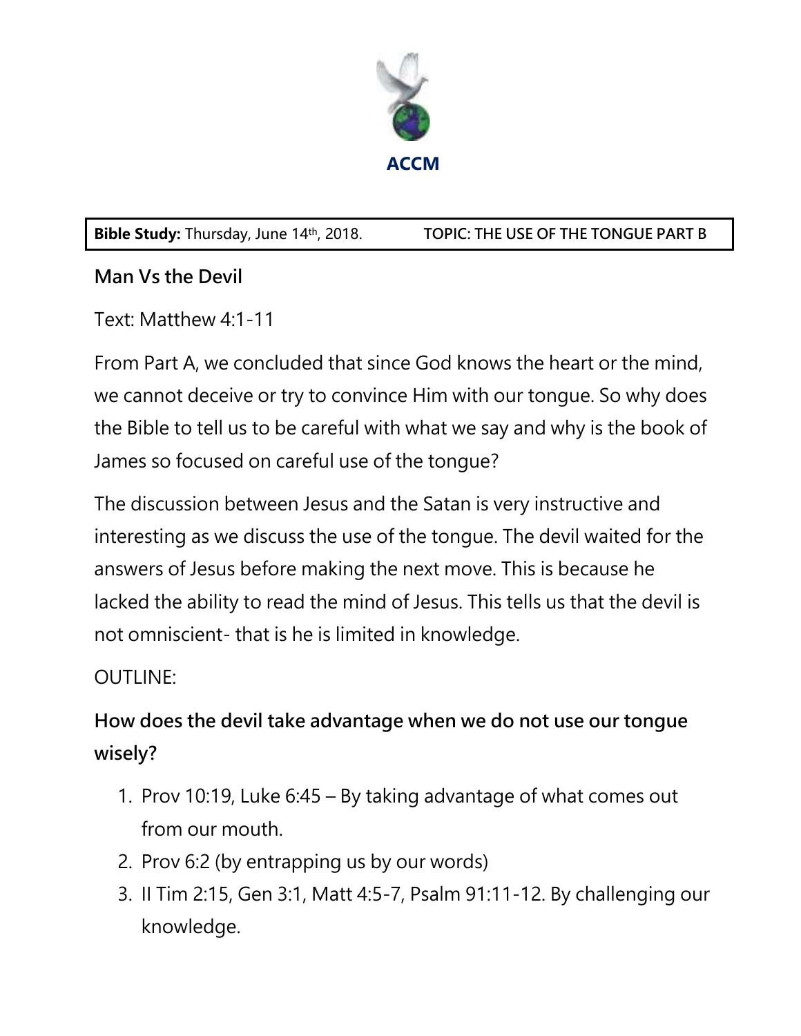**ACCM**

| **Bible Study:** Thursday, June 14th, 2018. | TOPIC: THE USE OF THE TONGUE PART B |
|---|---|

**Man Vs the Devil**

Text: Matthew 4:1-11

From Part A, we concluded that since God knows the heart or the mind, we cannot deceive or try to convince Him with our tongue. So why does the Bible to tell us to be careful with what we say and why is the book of James so focused on careful use of the tongue?

The discussion between Jesus and the Satan is very instructive and interesting as we discuss the use of the tongue. The devil waited for the answers of Jesus before making the next move. This is because he lacked the ability to read the mind of Jesus. This tells us that the devil is not omniscient- that is he is limited in knowledge.

OUTLINE:

**How does the devil take advantage when we do not use our tongue wisely?**

1. Prov 10:19, Luke 6:45 – By taking advantage of what comes out from our mouth.
2. Prov 6:2 (by entrapping us by our words)
3. II Tim 2:15, Gen 3:1, Matt 4:5-7, Psalm 91:11-12. By challenging our knowledge.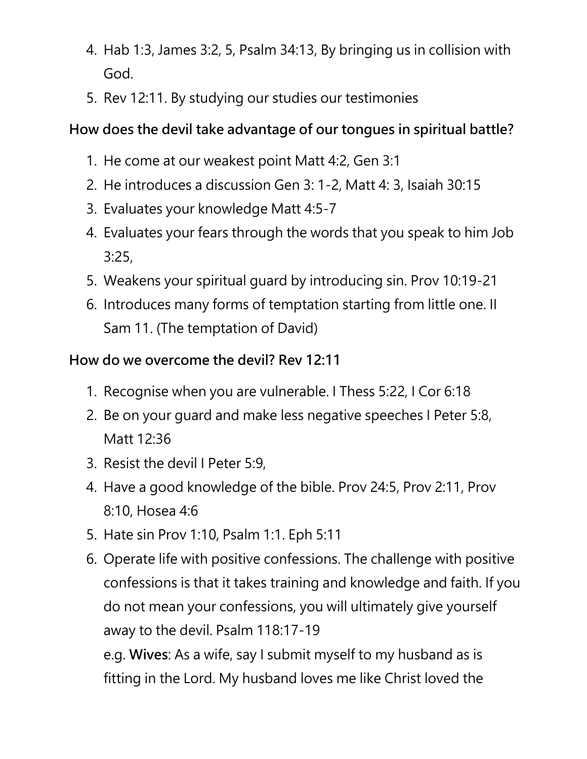4. Hab 1:3, James 3:2, 5, Psalm 34:13, By bringing us in collision with God.
5. Rev 12:11. By studying our studies our testimonies

**How does the devil take advantage of our tongues in spiritual battle?**

1. He come at our weakest point Matt 4:2, Gen 3:1
2. He introduces a discussion Gen 3: 1-2, Matt 4: 3, Isaiah 30:15
3. Evaluates your knowledge Matt 4:5-7
4. Evaluates your fears through the words that you speak to him Job 3:25,
5. Weakens your spiritual guard by introducing sin. Prov 10:19-21
6. Introduces many forms of temptation starting from little one. II Sam 11. (The temptation of David)

**How do we overcome the devil? Rev 12:11**

1. Recognise when you are vulnerable. I Thess 5:22, I Cor 6:18
2. Be on your guard and make less negative speeches I Peter 5:8, Matt 12:36
3. Resist the devil I Peter 5:9,
4. Have a good knowledge of the bible. Prov 24:5, Prov 2:11, Prov 8:10, Hosea 4:6
5. Hate sin Prov 1:10, Psalm 1:1. Eph 5:11
6. Operate life with positive confessions. The challenge with positive confessions is that it takes training and knowledge and faith. If you do not mean your confessions, you will ultimately give yourself away to the devil. Psalm 118:17-19

   e.g. **Wives**: As a wife, say I submit myself to my husband as is fitting in the Lord. My husband loves me like Christ loved the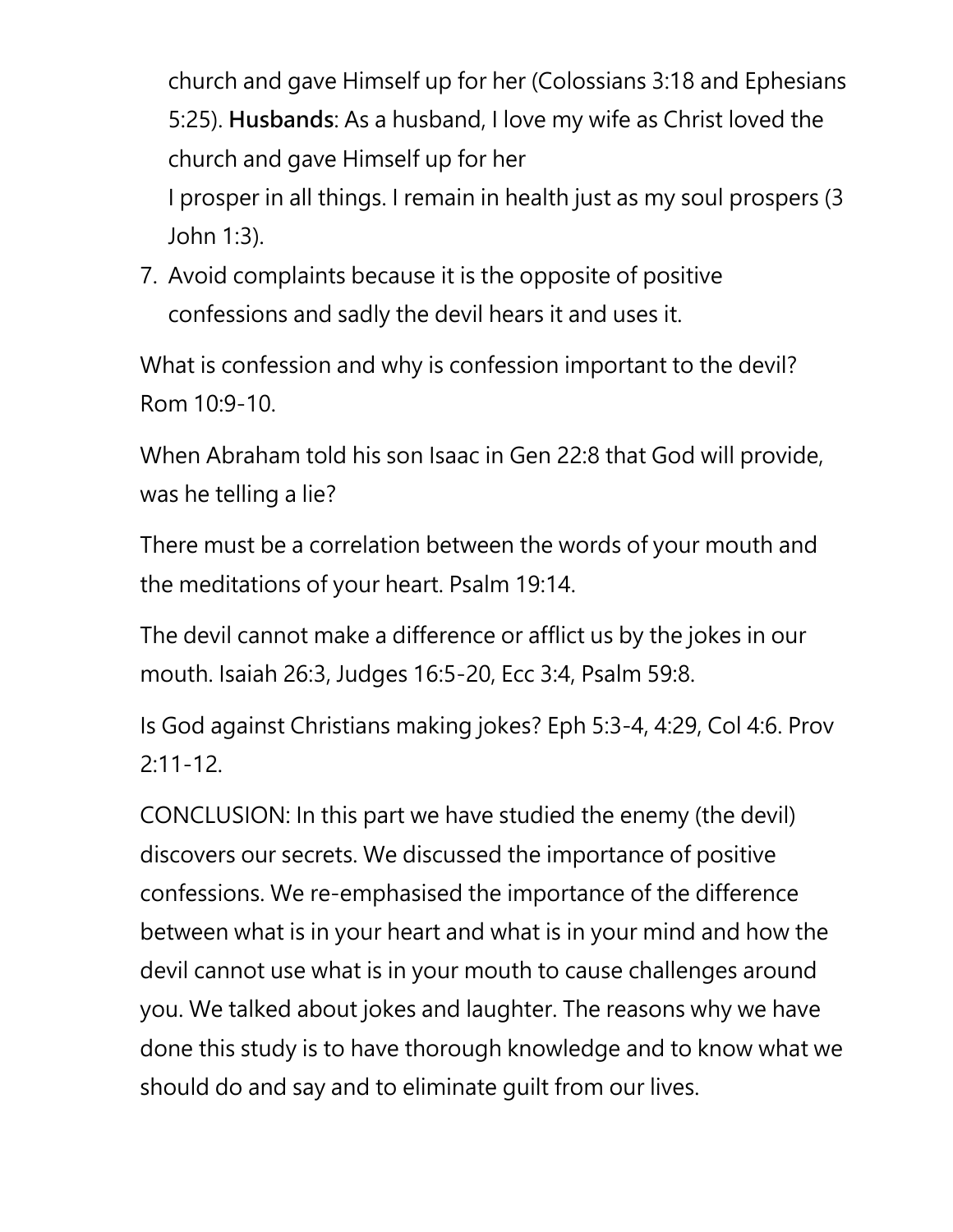church and gave Himself up for her (Colossians 3:18 and Ephesians 5:25). **Husbands**: As a husband, I love my wife as Christ loved the church and gave Himself up for her
I prosper in all things. I remain in health just as my soul prospers (3 John 1:3).

7. Avoid complaints because it is the opposite of positive confessions and sadly the devil hears it and uses it.

What is confession and why is confession important to the devil? Rom 10:9-10.

When Abraham told his son Isaac in Gen 22:8 that God will provide, was he telling a lie?

There must be a correlation between the words of your mouth and the meditations of your heart. Psalm 19:14.

The devil cannot make a difference or afflict us by the jokes in our mouth. Isaiah 26:3, Judges 16:5-20, Ecc 3:4, Psalm 59:8.

Is God against Christians making jokes? Eph 5:3-4, 4:29, Col 4:6. Prov 2:11-12.

CONCLUSION: In this part we have studied the enemy (the devil) discovers our secrets. We discussed the importance of positive confessions. We re-emphasised the importance of the difference between what is in your heart and what is in your mind and how the devil cannot use what is in your mouth to cause challenges around you. We talked about jokes and laughter. The reasons why we have done this study is to have thorough knowledge and to know what we should do and say and to eliminate guilt from our lives.